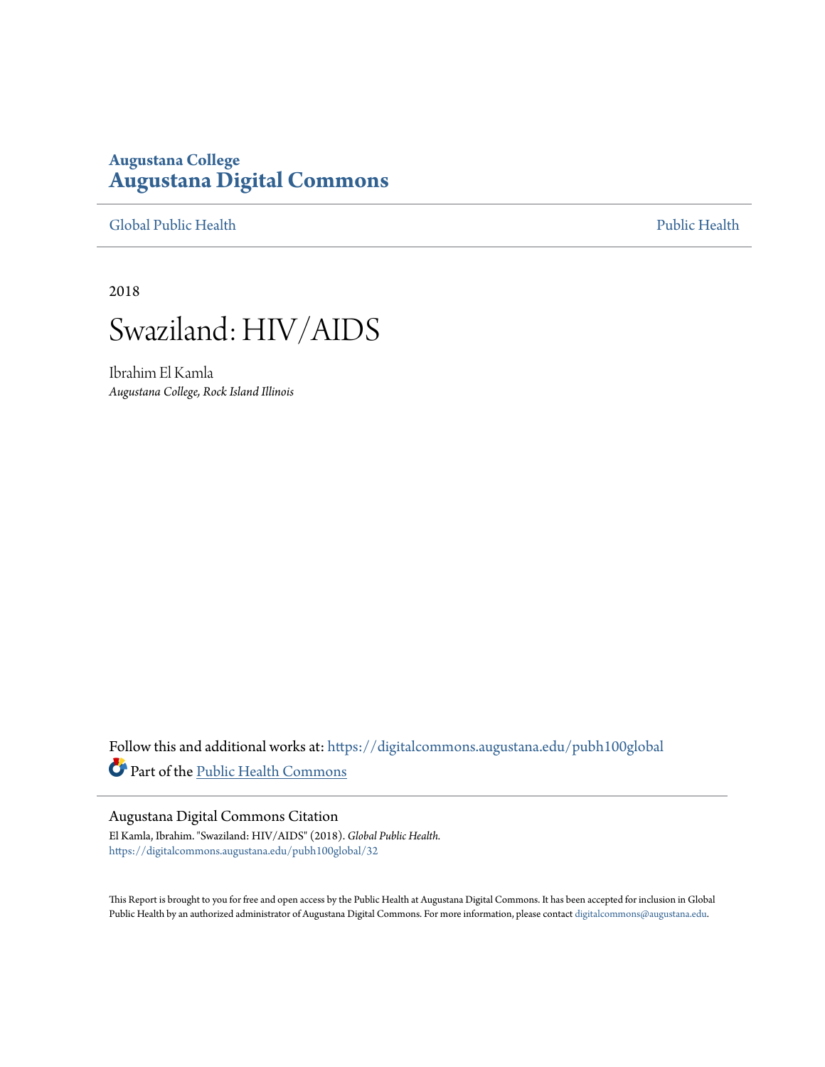Augustana College
# Augustana Digital Commons

Global Public Health | Public Health

2018

# Swaziland: HIV/AIDS

Ibrahim El Kamla
*Augustana College, Rock Island Illinois*

Follow this and additional works at: https://digitalcommons.augustana.edu/pubh100global

Part of the Public Health Commons

## Augustana Digital Commons Citation

El Kamla, Ibrahim. "Swaziland: HIV/AIDS" (2018). *Global Public Health.*
https://digitalcommons.augustana.edu/pubh100global/32

This Report is brought to you for free and open access by the Public Health at Augustana Digital Commons. It has been accepted for inclusion in Global Public Health by an authorized administrator of Augustana Digital Commons. For more information, please contact digitalcommons@augustana.edu.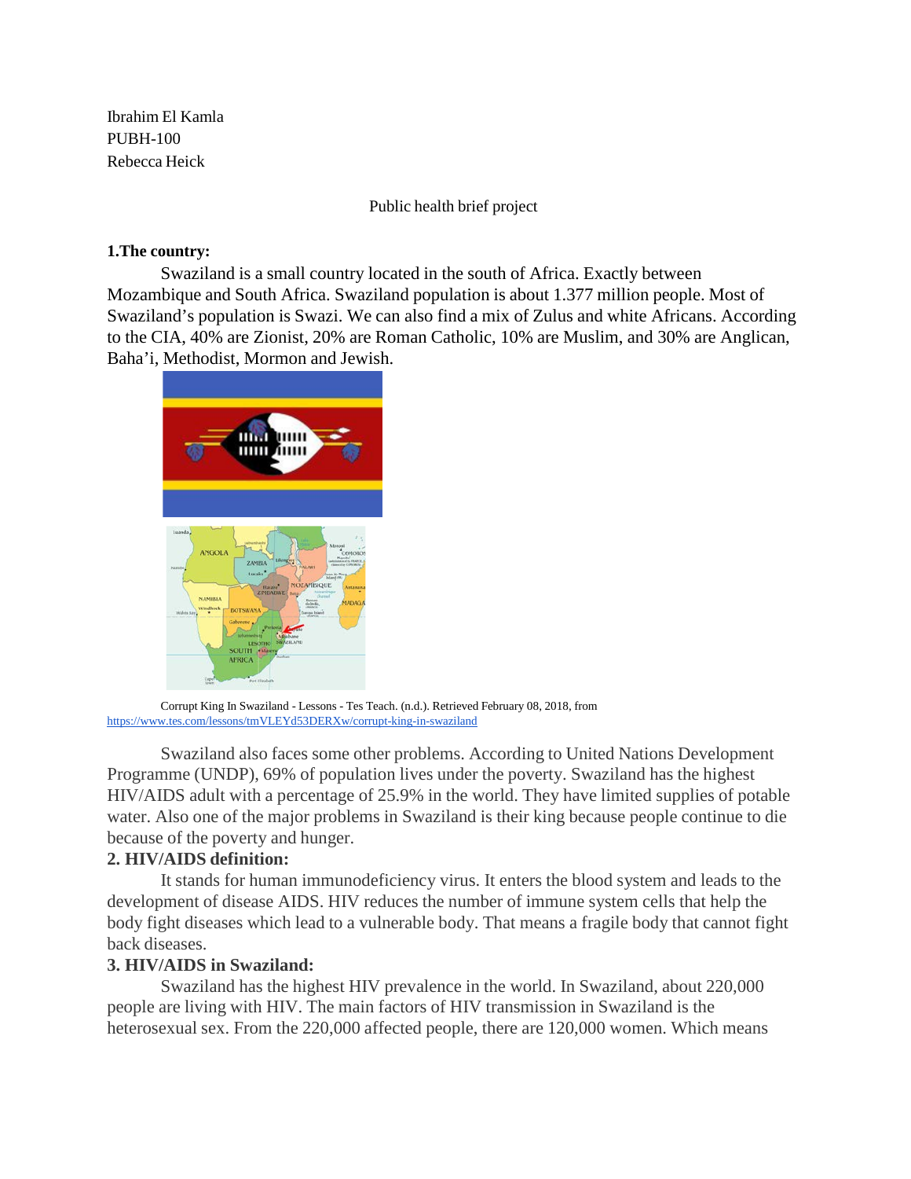Ibrahim El Kamla
PUBH-100
Rebecca Heick

Public health brief project

**1.The country:**

Swaziland is a small country located in the south of Africa. Exactly between Mozambique and South Africa. Swaziland population is about 1.377 million people. Most of Swaziland's population is Swazi. We can also find a mix of Zulus and white Africans. According to the CIA, 40% are Zionist, 20% are Roman Catholic, 10% are Muslim, and 30% are Anglican, Baha'i, Methodist, Mormon and Jewish.

Corrupt King In Swaziland - Lessons - Tes Teach. (n.d.). Retrieved February 08, 2018, from https://www.tes.com/lessons/tmVLEYd53DERXw/corrupt-king-in-swaziland

Swaziland also faces some other problems. According to United Nations Development Programme (UNDP), 69% of population lives under the poverty. Swaziland has the highest HIV/AIDS adult with a percentage of 25.9% in the world. They have limited supplies of potable water. Also one of the major problems in Swaziland is their king because people continue to die because of the poverty and hunger.

**2. HIV/AIDS definition:**

It stands for human immunodeficiency virus. It enters the blood system and leads to the development of disease AIDS. HIV reduces the number of immune system cells that help the body fight diseases which lead to a vulnerable body. That means a fragile body that cannot fight back diseases.

**3. HIV/AIDS in Swaziland:**

Swaziland has the highest HIV prevalence in the world. In Swaziland, about 220,000 people are living with HIV. The main factors of HIV transmission in Swaziland is the heterosexual sex. From the 220,000 affected people, there are 120,000 women. Which means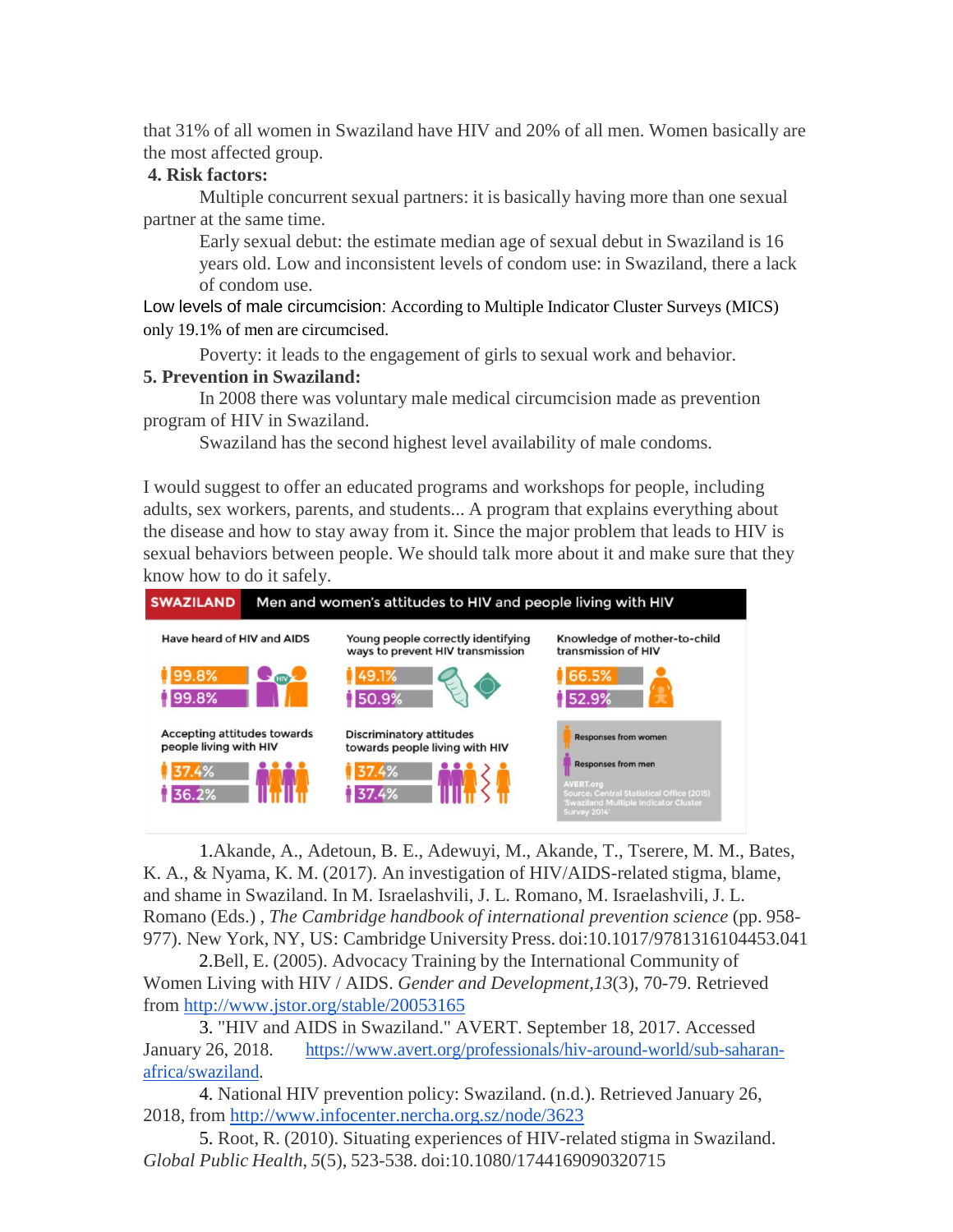that 31% of all women in Swaziland have HIV and 20% of all men. Women basically are the most affected group.

**4. Risk factors:**

Multiple concurrent sexual partners: it is basically having more than one sexual partner at the same time.

Early sexual debut: the estimate median age of sexual debut in Swaziland is 16 years old. Low and inconsistent levels of condom use: in Swaziland, there a lack of condom use.

Low levels of male circumcision: According to Multiple Indicator Cluster Surveys (MICS) only 19.1% of men are circumcised.

Poverty: it leads to the engagement of girls to sexual work and behavior.

**5. Prevention in Swaziland:**

In 2008 there was voluntary male medical circumcision made as prevention program of HIV in Swaziland.

Swaziland has the second highest level availability of male condoms.

I would suggest to offer an educated programs and workshops for people, including adults, sex workers, parents, and students... A program that explains everything about the disease and how to stay away from it. Since the major problem that leads to HIV is sexual behaviors between people. We should talk more about it and make sure that they know how to do it safely.

SWAZILAND Men and women's attitudes to HIV and people living with HIV

Have heard of HIV and AIDS
99.8%
99.8%

Young people correctly identifying ways to prevent HIV transmission
49.1%
50.9%

Knowledge of mother-to-child transmission of HIV
66.5%
52.9%

Accepting attitudes towards people living with HIV
37.4%
36.2%

Discriminatory attitudes towards people living with HIV
37.4%
37.4%

Responses from women
Responses from men

AVERT.org
Source: Central Statistical Office (2015) 'Swaziland Multiple Indicator Cluster Survey 2014'

1.Akande, A., Adetoun, B. E., Adewuyi, M., Akande, T., Tserere, M. M., Bates, K. A., & Nyama, K. M. (2017). An investigation of HIV/AIDS-related stigma, blame, and shame in Swaziland. In M. Israelashvili, J. L. Romano, M. Israelashvili, J. L. Romano (Eds.) , *The Cambridge handbook of international prevention science* (pp. 958-977). New York, NY, US: Cambridge University Press. doi:10.1017/9781316104453.041

2.Bell, E. (2005). Advocacy Training by the International Community of Women Living with HIV / AIDS. *Gender and Development,13*(3), 70-79. Retrieved from http://www.jstor.org/stable/20053165

3. "HIV and AIDS in Swaziland." AVERT. September 18, 2017. Accessed January 26, 2018. https://www.avert.org/professionals/hiv-around-world/sub-saharan-africa/swaziland.

4. National HIV prevention policy: Swaziland. (n.d.). Retrieved January 26, 2018, from http://www.infocenter.nercha.org.sz/node/3623

5. Root, R. (2010). Situating experiences of HIV-related stigma in Swaziland. *Global Public Health, 5*(5), 523-538. doi:10.1080/1744169090320715